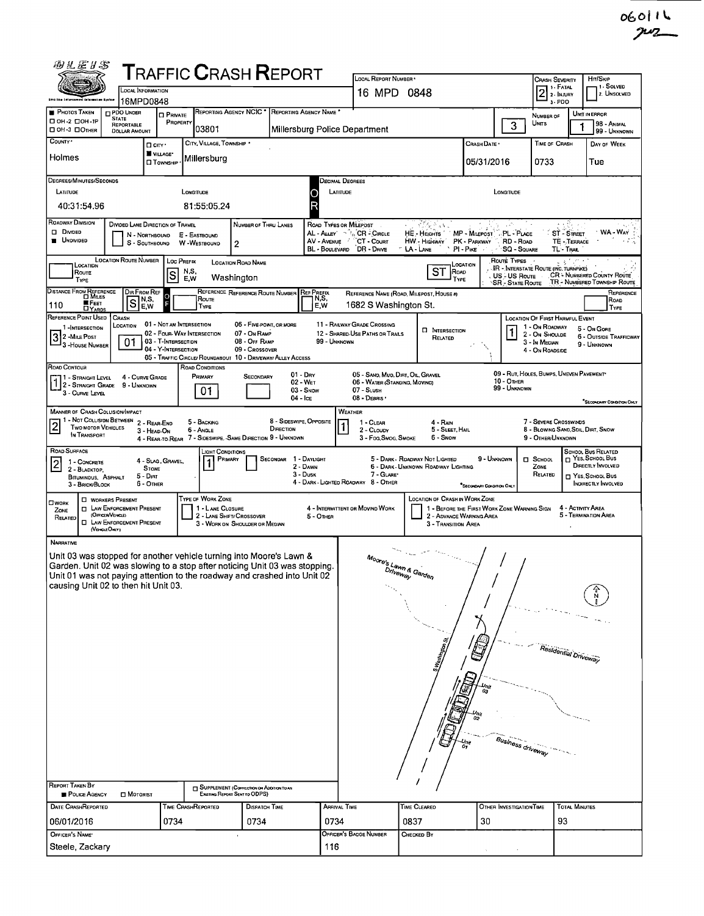060116

# TRAFFIC CRASH REPORT

| Field | Value |
|---|---|
| Local Information | 16MPD0848 |
| Local Report Number | 16 MPD 0848 |
| Crash Severity | 2 (1 - Fatal, 2 - Injury, 3 - PDO) |
| Hit/Skip | 1 - Solved, 2 - Unsolved |
| Photos Taken | OH-2, OH-1P, OH-3, Other |
| PDO Under State Reportable Dollar Amount | |
| Private Property | |
| Reporting Agency NCIC | 03801 |
| Reporting Agency Name | Millersburg Police Department |
| Number of Units | 3 |
| Unit in Error | 1 (98 - Animal, 99 - Unknown) |
| County | Holmes |
| City/Village/Township | Village: Millersburg |
| Crash Date | 05/31/2016 |
| Time of Crash | 0733 |
| Day of Week | Tue |

**Degrees/Minutes/Seconds** — Latitude: 40:31:54.96; Longitude: 81:55:05.24

**Decimal Degrees** — Latitude: ; Longitude:

| Field | Value |
|---|---|
| Roadway Division | Undivided |
| Divided Lane Direction of Travel | N - Northbound, S - Southbound, E - Eastbound, W - Westbound |
| Number of Thru Lanes | 2 |
| Location Route Number | |
| Loc Prefix | S |
| Location Road Name | Washington |
| Location Road Type | ST |
| Distance From Reference | 110 Feet |
| Dir From Ref | S |
| Reference Route Number | |
| Reference Name (Road, Milepost, House #) | 1682 S Washington St. |
| Reference Point Used | 3 - House Number |
| Crash Location | 01 - Not an Intersection |
| Intersection Related | |
| Location of First Harmful Event | 1 - On Roadway |
| Road Contour | 1 - Straight Level |
| Road Conditions (Primary) | 01 - Dry |
| Manner of Crash Collision/Impact | 2 - Rear-End |
| Weather | 1 - Clear |
| Road Surface | 2 - Blacktop, Bituminous, Asphalt |
| Light Conditions (Primary) | 1 - Daylight |
| School Zone Related | |
| Work Zone Related | |

Road Types or Milepost: AL - Alley, AV - Avenue, BL - Boulevard, CR - Circle, CT - Court, DR - Drive, HE - Heights, HW - Highway, LA - Lane, MP - Milepost, PK - Parkway, PI - Pike, PL - Place, RD - Road, SQ - Square, ST - Street, TE - Terrace, TL - Trail, WA - Way

Route Types: IR - Interstate Route (inc. Turnpike), US - US Route, SR - State Route, CR - Numbered County Route, TR - Numbered Township Route

## Narrative

Unit 03 was stopped for another vehicle turning into Moore's Lawn & Garden. Unit 02 was slowing to a stop after noticing Unit 03 was stopping. Unit 01 was not paying attention to the roadway and crashed into Unit 02 causing Unit 02 to then hit Unit 03.

(Diagram labels: Moore's Lawn & Garden Driveway; S Washington St; Residential Driveway; Unit 03; Unit 02; Unit 01; Business driveway; N)

| Report Taken By | Police Agency |
|---|---|

| Date Crash Reported | Time Crash Reported | Dispatch Time | Arrival Time | Time Cleared | Other Investigation Time | Total Minutes |
|---|---|---|---|---|---|---|
| 06/01/2016 | 0734 | 0734 | 0734 | 0837 | 30 | 93 |

| Officer's Name | Officer's Badge Number | Checked By |
|---|---|---|
| Steele, Zackary | 116 | |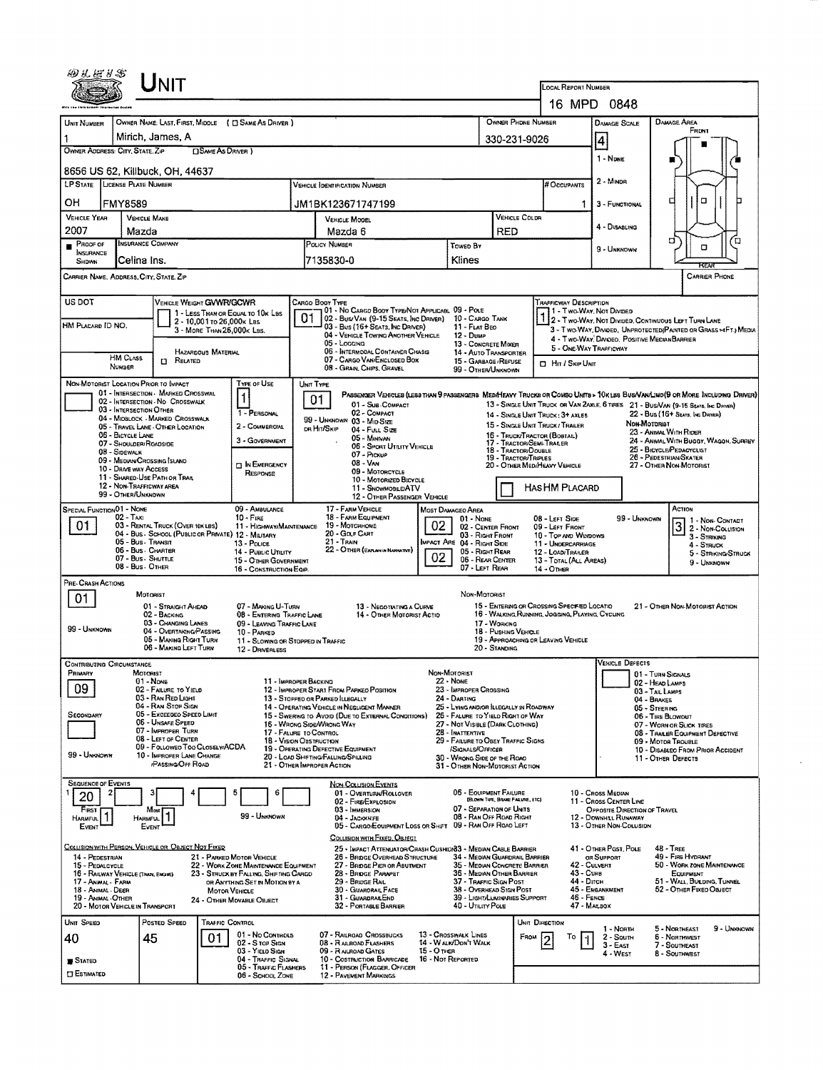# Unit

**Local Report Number:** 16 MPD 0848

| Unit Number | Owner Name: Last, First, Middle ( ☐ Same As Driver ) | Owner Phone Number | Damage Scale | Damage Area |
|---|---|---|---|---|
| 1 | Mirich, James, A | 330-231-9026 | 4 | Front |

**Owner Address: City, State, Zip** ( ☐ Same As Driver )
8656 US 62, Killbuck, OH, 44637

Damage Scale: 1 - None; 2 - Minor; 3 - Functional; 4 - Disabling; 9 - Unknown

| LP State | License Plate Number | Vehicle Identification Number | # Occupants |
|---|---|---|---|
| OH | FMY8589 | JM1BK123671747199 | 1 |

| Vehicle Year | Vehicle Make | Vehicle Model | Vehicle Color |
|---|---|---|---|
| 2007 | Mazda | Mazda 6 | RED |

| Proof of Insurance Shown | Insurance Company | Policy Number | Towed By |
|---|---|---|---|
| ■ | Celina Ins. | 7135830-0 | Klines |

**Carrier Name, Address, City, State, Zip** — **Carrier Phone**

**US DOT** — **HM Placard ID No.** — **HM Class Number** — ☐ Related (Hazardous Material)

**Vehicle Weight GVWR/GCWR:** 1 - Less Than or Equal to 10k Lbs; 2 - 10,001 to 26,000k Lbs; 3 - More Than 26,000k Lbs.

**Cargo Body Type:** 01
01 - No Cargo Body Type/Not Applicable; 02 - Bus/Van (9-15 Seats, Inc Driver); 03 - Bus (16+ Seats, Inc Driver); 04 - Vehicle Towing Another Vehicle; 05 - Logging; 06 - Intermodal Container Chasis; 07 - Cargo Van/Enclosed Box; 08 - Grain, Chips, Gravel; 09 - Pole; 10 - Cargo Tank; 11 - Flat Bed; 12 - Dump; 13 - Concrete Mixer; 14 - Auto Transporter; 15 - Garbage/Refuse; 99 - Other/Unknown

**Trafficway Description:** 1
1 - Two-Way, Not Divided; 2 - Two-Way, Not Divided, Continuous Left Turn Lane; 3 - Two-Way, Divided, Unprotected (Painted or Grass >4Ft.) Media; 4 - Two-Way, Divided, Positive Median Barrier; 5 - One-Way Trafficway
☐ Hit / Skip Unit

**Non-Motorist Location Prior to Impact:** 01 - Intersection - Marked Crosswalk; 02 - Intersection - No Crosswalk; 03 - Intersection Other; 04 - Midblock - Marked Crosswalk; 05 - Travel Lane - Other Location; 06 - Bicycle Lane; 07 - Shoulder/Roadside; 08 - Sidewalk; 09 - Median/Crossing Island; 10 - Drive Way Access; 11 - Shared-Use Path or Trail; 12 - Non-Trafficway Area; 99 - Other/Unknown

**Type of Use:** 1
1 - Personal; 2 - Commercial; 3 - Government; ☐ In Emergency Response

**Unit Type:** 01
Passenger Vehicles (Less than 9 passengers): 01 - Sub-Compact; 02 - Compact; 99 - Unknown 03 - Mid Size or Hit/Skip; 04 - Full Size; 05 - Minivan; 06 - Sport Utility Vehicle; 07 - Pickup; 08 - Van; 09 - Motorcycle; 10 - Motorized Bicycle; 11 - Snowmobile/ATV; 12 - Other Passenger Vehicle
Med/Heavy Trucks or Combo Units > 10K lbs Bus/Van/Limo (9 or More Including Driver): 13 - Single Unit Truck or Van 2axle, 6 Tires; 14 - Single Unit Truck: 3+ Axles; 15 - Single Unit Truck/Trailer; 16 - Truck/Tractor (Bobtail); 17 - Tractor/Semi-Trailer; 18 - Tractor/Double; 19 - Tractor/Triples; 20 - Other Med/Heavy Vehicle; 21 - Bus/Van (9-15 Seats, Inc Driver); 22 - Bus (16+ Seats, Inc Driver)
Non-Motorist: 23 - Animal With Rider; 24 - Animal With Buggy, Wagon, Surrey; 25 - Bicycle/Pedacyclist; 26 - Pedestrian/Skater; 27 - Other Non-Motorist
☐ Has HM Placard

**Special Function:** 01
01 - None; 02 - Taxi; 03 - Rental Truck (Over 10k lbs); 04 - Bus - School (Public or Private); 05 - Bus - Transit; 06 - Bus - Charter; 07 - Bus - Shuttle; 08 - Bus - Other; 09 - Ambulance; 10 - Fire; 11 - Highway/Maintenance; 12 - Military; 13 - Police; 14 - Public Utility; 15 - Other Government; 16 - Construction Eqip.; 17 - Farm Vehicle; 18 - Farm Equipment; 19 - Motorhome; 20 - Golf Cart; 21 - Train; 22 - Other (Explain in Narrative)

**Most Damaged Area:** 02 — **Impact Are:** 02
01 - None; 02 - Center Front; 03 - Right Front; 04 - Right Side; 05 - Right Rear; 06 - Rear Center; 07 - Left Rear; 08 - Left Side; 09 - Left Front; 10 - Top and Windows; 11 - Undercarriage; 12 - Load/Trailer; 13 - Total (All Areas); 14 - Other; 99 - Unknown

**Action:** 3
1 - Non-Contact; 2 - Non-Collision; 3 - Striking; 4 - Struck; 5 - Striking/Struck; 9 - Unknown

**Pre-Crash Actions:** 01
Motorist: 01 - Straight Ahead; 02 - Backing; 03 - Changing Lanes; 04 - Overtaking/Passing; 05 - Making Right Turn; 06 - Making Left Turn; 07 - Making U-Turn; 08 - Entering Traffic Lane; 09 - Leaving Traffic Lane; 10 - Parked; 11 - Slowing or Stopped in Traffic; 12 - Driverless; 13 - Negotiating a Curve; 14 - Other Motorist Actio; 99 - Unknown
Non-Motorist: 15 - Entering or Crossing Specified Locatio; 16 - Walking, Running, Jogging, Playing, Cycling; 17 - Working; 18 - Pushing Vehicle; 19 - Approaching or Leaving Vehicle; 20 - Standing; 21 - Other Non-Motorist Action

**Contributing Circumstance — Primary:** 09 — **Secondary:** (blank)
Motorist: 01 - None; 02 - Failure to Yield; 03 - Ran Red Light; 04 - Ran Stop Sign; 05 - Exceeded Speed Limit; 06 - Unsafe Speed; 07 - Improper Turn; 08 - Left of Center; 09 - Followed Too Closely/ACDA; 10 - Improper Lane Change /Passing/Off Road; 11 - Improper Backing; 12 - Improper Start From Parked Position; 13 - Stopped or Parked Illegally; 14 - Operating Vehicle in Negligent Manner; 15 - Swering to Avoid (Due to External Conditions); 16 - Wrong Side/Wrong Way; 17 - Failure to Control; 18 - Vision Obstruction; 19 - Operating Defective Equipment; 20 - Load Shifting/Falling/Spilling; 21 - Other Improper Action; 99 - Unknown
Non-Motorist: 22 - None; 23 - Improper Crossing; 24 - Darting; 25 - Lying and/or Illegally in Roadway; 26 - Failure to Yield Right of Way; 27 - Not Visible (Dark Clothing); 28 - Inattentive; 29 - Failure to Obey Traffic Signs /Signals/Officer; 30 - Wrong Side of the Road; 31 - Other Non-Motorist Action

**Vehicle Defects:** 01 - Turn Signals; 02 - Head Lamps; 03 - Tail Lamps; 04 - Brakes; 05 - Steering; 06 - Tire Blowout; 07 - Worn or Slick Tires; 08 - Trailer Equipment Defective; 09 - Motor Trouble; 10 - Disabled From Prior Accident; 11 - Other Defects

**Sequence of Events:** 1: 20; 2: ; 3: ; 4: ; 5: ; 6:
First Harmful Event: 1 — Most Harmful Event: 1
99 - Unknown

Non-Collision Events: 01 - Overturn/Rollover; 02 - Fire/Explosion; 03 - Immersion; 04 - Jackknife; 05 - Cargo/Equipment Loss or Shift; 06 - Equipment Failure (Blown Tire, Brake Failure, Etc); 07 - Separation of Units; 08 - Ran Off Road Right; 09 - Ran Off Road Left; 10 - Cross Median; 11 - Cross Center Line Opposite Direction of Travel; 12 - Downhill Runaway; 13 - Other Non-Collision

Collision with Person, Vehicle or Object Not Fixed: 14 - Pedestrian; 15 - Pedalcycle; 16 - Railway Vehicle (Train, Engine); 17 - Animal - Farm; 18 - Animal - Deer; 19 - Animal - Other; 20 - Motor Vehicle in Transport; 21 - Parked Motor Vehicle; 22 - Work Zone Maintenance Equipment; 23 - Struck by Falling, Shifting Cargo or Anything Set in Motion by a Motor Vehicle; 24 - Other Movable Object

Collision with Fixed, Object: 25 - Impact Attenuator/Crash Cushion; 26 - Bridge Overhead Structure; 27 - Bridge Pier or Abutment; 28 - Bridge Parapet; 29 - Bridge Rail; 30 - Guardrail Face; 31 - Guardrail End; 32 - Portable Barrier; 33 - Median Cable Barrier; 34 - Median Guardrail Barrier; 35 - Median Concrete Barrier; 36 - Median Other Barrier; 37 - Traffic Sign Post; 38 - Overhead Sign Post; 39 - Light/Luminaries Support; 40 - Utility Pole; 41 - Other Post, Pole or Support; 42 - Culvert; 43 - Curb; 44 - Ditch; 45 - Embankment; 46 - Fence; 47 - Mailbox; 48 - Tree; 49 - Fire Hydrant; 50 - Work Zone Maintenance Equipment; 51 - Wall, Building, Tunnel; 52 - Other Fixed Object

| Unit Speed | Posted Speed | Traffic Control | Unit Direction |
|---|---|---|---|
| 40 | 45 | 01 | From 2 To 1 |

■ Stated — ☐ Estimated

Traffic Control: 01 - No Controls; 02 - Stop Sign; 03 - Yield Sign; 04 - Traffic Signal; 05 - Traffic Flashers; 06 - School Zone; 07 - Railroad Crossbucks; 08 - Railroad Flashers; 09 - Railroad Gates; 10 - Costruction Barricade; 11 - Person (Flagger, Officer); 12 - Pavement Markings; 13 - Crosswalk Lines; 14 - Walk/Don't Walk; 15 - Other; 16 - Not Reported

Unit Direction: 1 - North; 2 - South; 3 - East; 4 - West; 5 - Northeast; 6 - Northwest; 7 - Southeast; 8 - Southwest; 9 - Unknown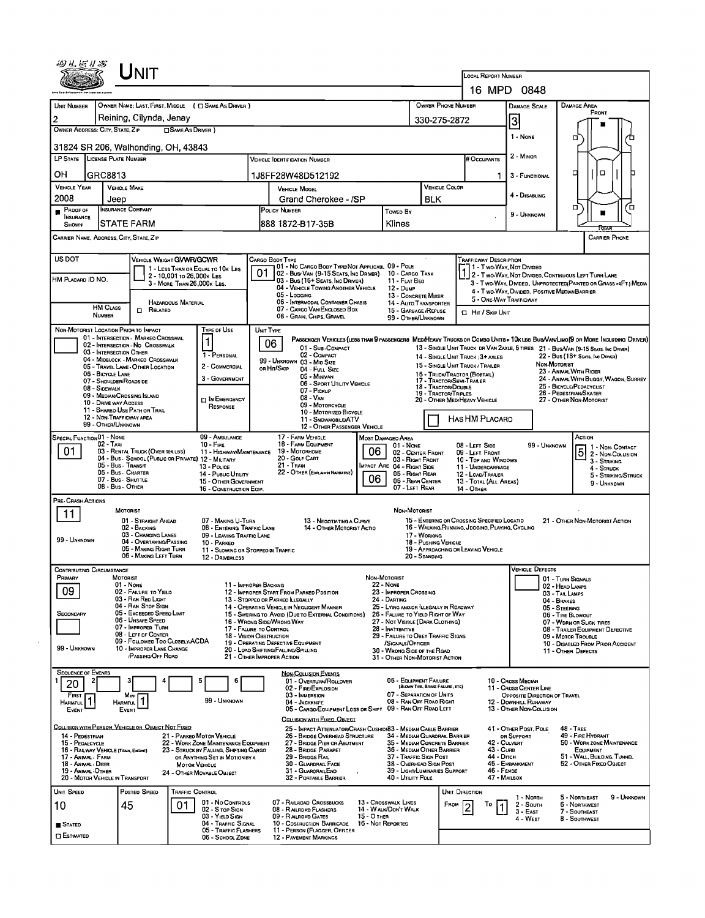# UNIT

**LOCAL REPORT NUMBER:** 16 MPD 0848

| UNIT NUMBER | OWNER NAME: LAST, FIRST, MIDDLE ( ☐ SAME AS DRIVER ) | OWNER PHONE NUMBER | DAMAGE SCALE | DAMAGE AREA |
|---|---|---|---|---|
| 2 | Reining, Cilynda, Jenay | 330-275-2872 | 3 | FRONT |

**OWNER ADDRESS: CITY, STATE, ZIP** ☐ SAME AS DRIVER )
31824 SR 206, Walhonding, OH, 43843

| LP STATE | LICENSE PLATE NUMBER | VEHICLE IDENTIFICATION NUMBER | # OCCUPANTS |
|---|---|---|---|
| OH | GRC8813 | 1J8FF28W48D512192 | 1 |

| VEHICLE YEAR | VEHICLE MAKE | VEHICLE MODEL | VEHICLE COLOR |
|---|---|---|---|
| 2008 | Jeep | Grand Cherokee - /SP | BLK |

| ■ PROOF OF INSURANCE SHOWN | INSURANCE COMPANY | POLICY NUMBER | TOWED BY |
|---|---|---|---|
| | STATE FARM | 888 1872-B17-35B | Klines |

DAMAGE SCALE: 1 - NONE; 2 - MINOR; 3 - FUNCTIONAL; 4 - DISABLING; 9 - UNKNOWN

CARRIER NAME, ADDRESS, CITY, STATE, ZIP — CARRIER PHONE

US DOT — VEHICLE WEIGHT GVWR/GCWR: 1 - LESS THAN OR EQUAL TO 10K LBS; 2 - 10,001 TO 26,000K LBS; 3 - MORE THAN 26,000K LBS.

HM PLACARD ID NO. — HM CLASS NUMBER — ☐ HAZARDOUS MATERIAL RELATED

CARGO BODY TYPE: **01** — 01 - NO CARGO BODY TYPE/NOT APPLICABLE; 02 - BUS/VAN (9-15 SEATS, INC DRIVER); 03 - BUS (16+ SEATS, INC DRIVER); 04 - VEHICLE TOWING ANOTHER VEHICLE; 05 - LOGGING; 06 - INTERMODAL CONTAINER CHASIS; 07 - CARGO VAN/ENCLOSED BOX; 08 - GRAIN, CHIPS, GRAVEL; 09 - POLE; 10 - CARGO TANK; 11 - FLAT BED; 12 - DUMP; 13 - CONCRETE MIXER; 14 - AUTO TRANSPORTER; 15 - GARBAGE/REFUSE; 99 - OTHER/UNKNOWN

TRAFFICWAY DESCRIPTION: **1** — 1 - TWO-WAY, NOT DIVIDED; 2 - TWO-WAY, NOT DIVIDED, CONTINUOUS LEFT TURN LANE; 3 - TWO-WAY, DIVIDED, UNPROTECTED(PAINTED OR GRASS >4FT.) MEDIA; 4 - TWO-WAY, DIVIDED, POSITIVE MEDIAN BARRIER; 5 - ONE-WAY TRAFFICWAY; ☐ HIT / SKIP UNIT

NON-MOTORIST LOCATION PRIOR TO IMPACT: 01 - INTERSECTION - MARKED CROSSWAL; 02 - INTERSECTION - NO CROSSWALK; 03 - INTERSECTION OTHER; 04 - MIDBLOCK - MARKED CROSSWALK; 05 - TRAVEL LANE - OTHER LOCATION; 06 - BICYCLE LANE; 07 - SHOULDER/ROADSIDE; 08 - SIDEWALK; 09 - MEDIAN/CROSSING ISLAND; 10 - DRIVE WAY ACCESS; 11 - SHARED-USE PATH OR TRAIL; 12 - NON-TRAFFICWAY AREA; 99 - OTHER/UNKNOWN

TYPE OF USE: **1** — 1 - PERSONAL; 2 - COMMERCIAL; 3 - GOVERNMENT; ☐ IN EMERGENCY RESPONSE

UNIT TYPE: **06** — PASSENGER VEHICLES (LESS THAN 9 PASSENGERS MED/HEAVY TRUCKS OR COMBO UNITS > 10K LBS BUS/VAN/LIMO(9 OR MORE INCLUDING DRIVER): 01 - SUB-COMPACT; 02 - COMPACT; 99 - UNKNOWN 03 - MID SIZE; OR HIT/SKIP 04 - FULL SIZE; 05 - MINIVAN; 06 - SPORT UTILITY VEHICLE; 07 - PICKUP; 08 - VAN; 09 - MOTORCYCLE; 10 - MOTORIZED BICYCLE; 11 - SNOWMOBILE/ATV; 12 - OTHER PASSENGER VEHICLE; 13 - SINGLE UNIT TRUCK OR VAN 2AXLE, 6 TIRES; 14 - SINGLE UNIT TRUCK: 3+ AXLES; 15 - SINGLE UNIT TRUCK / TRAILER; 16 - TRUCK/TRACTOR (BOBTAIL); 17 - TRACTOR/SEMI-TRAILER; 18 - TRACTOR/DOUBLE; 19 - TRACTOR/TRIPLES; 20 - OTHER MED/HEAVY VEHICLE; 21 - BUS/VAN (9-15 SEATS, INC DRIVER); 22 - BUS (16+ SEATS, INC DRIVER); NON-MOTORIST: 23 - ANIMAL WITH RIDER; 24 - ANIMAL WITH BUGGY, WAGON, SURREY; 25 - BICYCLE/PEDACYCLIST; 26 - PEDESTRIAN/SKATER; 27 - OTHER NON-MOTORIST; ☐ HAS HM PLACARD

SPECIAL FUNCTION: **01** — 01 - NONE; 02 - TAXI; 03 - RENTAL TRUCK (OVER 10K LBS); 04 - BUS - SCHOOL (PUBLIC OR PRIVATE); 05 - BUS - TRANSIT; 06 - BUS - CHARTER; 07 - BUS - SHUTTLE; 08 - BUS - OTHER; 09 - AMBULANCE; 10 - FIRE; 11 - HIGHWAY/MAINTENANCE; 12 - MILITARY; 13 - POLICE; 14 - PUBLIC UTILITY; 15 - OTHER GOVERNMENT; 16 - CONSTRUCTION EQIP.; 17 - FARM VEHICLE; 18 - FARM EQUIPMENT; 19 - MOTORHOME; 20 - GOLF CART; 21 - TRAIN; 22 - OTHER (EXPLAIN IN NARRATIVE)

MOST DAMAGED AREA: **06**; IMPACT ARE: **06** — 01 - NONE; 02 - CENTER FRONT; 03 - RIGHT FRONT; 04 - RIGHT SIDE; 05 - RIGHT REAR; 06 - REAR CENTER; 07 - LEFT REAR; 08 - LEFT SIDE; 09 - LEFT FRONT; 10 - TOP AND WINDOWS; 11 - UNDERCARRIAGE; 12 - LOAD/TRAILER; 13 - TOTAL (ALL AREAS); 14 - OTHER; 99 - UNKNOWN

ACTION: **5** — 1 - NON-CONTACT; 2 - NON-COLLISION; 3 - STRIKING; 4 - STRUCK; 5 - STRIKING/STRUCK; 9 - UNKNOWN

PRE-CRASH ACTIONS: **11** — MOTORIST: 01 - STRAIGHT AHEAD; 02 - BACKING; 03 - CHANGING LANES; 04 - OVERTAKING/PASSING; 05 - MAKING RIGHT TURN; 06 - MAKING LEFT TURN; 07 - MAKING U-TURN; 08 - ENTERING TRAFFIC LANE; 09 - LEAVING TRAFFIC LANE; 10 - PARKED; 11 - SLOWING OR STOPPED IN TRAFFIC; 12 - DRIVERLESS; 13 - NEGOTIATING A CURVE; 14 - OTHER MOTORIST ACTIO; 99 - UNKNOWN. NON-MOTORIST: 15 - ENTERING OR CROSSING SPECIFIED LOCATIO; 16 - WALKING,RUNNING, JOGGING, PLAYING, CYCLING; 17 - WORKING; 18 - PUSHING VEHICLE; 19 - APPROACHING OR LEAVING VEHICLE; 20 - STANDING; 21 - OTHER NON-MOTORIST ACTION

CONTRIBUTING CIRCUMSTANCE: PRIMARY **09**; SECONDARY — MOTORIST: 01 - NONE; 02 - FAILURE TO YIELD; 03 - RAN RED LIGHT; 04 - RAN STOP SIGN; 05 - EXCEEDED SPEED LIMIT; 06 - UNSAFE SPEED; 07 - IMPROPER TURN; 08 - LEFT OF CENTER; 09 - FOLLOWED TOO CLOSELY/ACDA; 10 - IMPROPER LANE CHANGE /PASSING/OFF ROAD; 11 - IMPROPER BACKING; 12 - IMPROPER START FROM PARKED POSITION; 13 - STOPPED OR PARKED ILLEGALLY; 14 - OPERATING VEHICLE IN NEGLIGENT MANNER; 15 - SWERING TO AVOID (DUE TO EXTERNAL CONDITIONS); 16 - WRONG SIDE/WRONG WAY; 17 - FALURE TO CONTROL; 18 - VISION OBSTRUCTION; 19 - OPERATING DEFECTIVE EQUIPMENT; 20 - LOAD SHIFTING/FALLING/SPILLING; 21 - OTHER IMPROPER ACTION; 99 - UNKNOWN. NON-MOTORIST: 22 - NONE; 23 - IMPROPER CROSSING; 24 - DARTING; 25 - LYING AND/OR ILLEGALLY IN ROADWAY; 26 - FALURE TO YIELD RIGHT OF WAY; 27 - NOT VISIBLE (DARK CLOTHING); 28 - INATTENTIVE; 29 - FAILURE TO OBEY TRAFFIC SIGNS /SIGNALS/OFFICER; 30 - WRONG SIDE OF THE ROAD; 31 - OTHER NON-MOTORIST ACTION

VEHICLE DEFECTS: 01 - TURN SIGNALS; 02 - HEAD LAMPS; 03 - TAIL LAMPS; 04 - BRAKES; 05 - STEERING; 06 - TIRE BLOWOUT; 07 - WORN OR SLICK TIRES; 08 - TRAILER EQUIPMENT DEFECTIVE; 09 - MOTOR TROUBLE; 10 - DISABLED FROM PRIOR ACCIDENT; 11 - OTHER DEFECTS

SEQUENCE OF EVENTS: 1: **20**; 2; 3; 4; 5; 6 — FIRST HARMFUL EVENT **1**; MOST HARMFUL EVENT **1**; 99 - UNKNOWN

NON-COLLISION EVENTS: 01 - OVERTURN/ROLLOVER; 02 - FIRE/EXPLOSION; 03 - IMMERSION; 04 - JACKKNIFE; 05 - CARGO/EQUIPMENT LOSS OR SHIFT; 06 - EQUIPMENT FAILURE (BLOWN TIRE, BRAKE FAILURE, ETC); 07 - SEPARATION OF UNITS; 08 - RAN OFF ROAD RIGHT; 09 - RAN OFF ROAD LEFT; 10 - CROSS MEDIAN; 11 - CROSS CENTER LINE OPPOSITE DIRECTION OF TRAVEL; 12 - DOWNHILL RUNAWAY; 13 - OTHER NON-COLLISION

COLLISION WITH PERSON, VEHICLE OR OBJECT NOT FIXED: 14 - PEDESTRIAN; 15 - PEDALCYCLE; 16 - RAILWAY VEHICLE (TRAIN, ENGINE); 17 - ANIMAL - FARM; 18 - ANIMAL - DEER; 19 - ANIMAL - OTHER; 20 - MOTOR VEHICLE IN TRANSPORT; 21 - PARKED MOTOR VEHICLE; 22 - WORK ZONE MAINTENANCE EQUIPMENT; 23 - STRUCK BY FALLING, SHIFTING CARGO OR ANYTHING SET IN MOTION BY A MOTOR VEHICLE; 24 - OTHER MOVABLE OBJECT

COLLISION WITH FIXED, OBJECT: 25 - IMPACT ATTENUATOR/CRASH CUSHION; 26 - BRIDGE OVERHEAD STRUCTURE; 27 - BRIDGE PIER OR ABUTMENT; 28 - BRIDGE PARAPET; 29 - BRIDGE RAIL; 30 - GUARDRAIL FACE; 31 - GUARDRAILEND; 32 - PORTABLE BARRIER; 33 - MEDIAN CABLE BARRIER; 34 - MEDIAN GUARDRAIL BARRIER; 35 - MEDIAN CONCRETE BARRIER; 36 - MEDIAN OTHER BARRIER; 37 - TRAFFIC SIGN POST; 38 - OVERHEAD SIGN POST; 39 - LIGHT/LUMINARIES SUPPORT; 40 - UTILITY POLE; 41 - OTHER POST, POLE OR SUPPORT; 42 - CULVERT; 43 - CURB; 44 - DITCH; 45 - EMBANKMENT; 46 - FENCE; 47 - MAILBOX; 48 - TREE; 49 - FIRE HYDRANT; 50 - WORK ZONE MAINTENANCE EQUIPMENT; 51 - WALL, BUILDING, TUNNEL; 52 - OTHER FIXED OBJECT

| UNIT SPEED | POSTED SPEED | TRAFFIC CONTROL | UNIT DIRECTION |
|---|---|---|---|
| 10 | 45 | 01 | FROM 2 TO 1 |

■ STATED; ☐ ESTIMATED

TRAFFIC CONTROL: 01 - NO CONTROLS; 02 - STOP SIGN; 03 - YIELD SIGN; 04 - TRAFFIC SIGNAL; 05 - TRAFFIC FLASHERS; 06 - SCHOOL ZONE; 07 - RAILROAD CROSSBUCKS; 08 - RAILROAD FLASHERS; 09 - RAILROAD GATES; 10 - COSTRUCTION BARRICADE; 11 - PERSON (FLAGGER, OFFICER; 12 - PAVEMENT MARKINGS; 13 - CROSSWALK LINES; 14 - WALK/DON'T WALK; 15 - OTHER; 16 - NOT REPORTED

UNIT DIRECTION: 1 - NORTH; 2 - SOUTH; 3 - EAST; 4 - WEST; 5 - NORTHEAST; 6 - NORTHWEST; 7 - SOUTHEAST; 8 - SOUTHWEST; 9 - UNKNOWN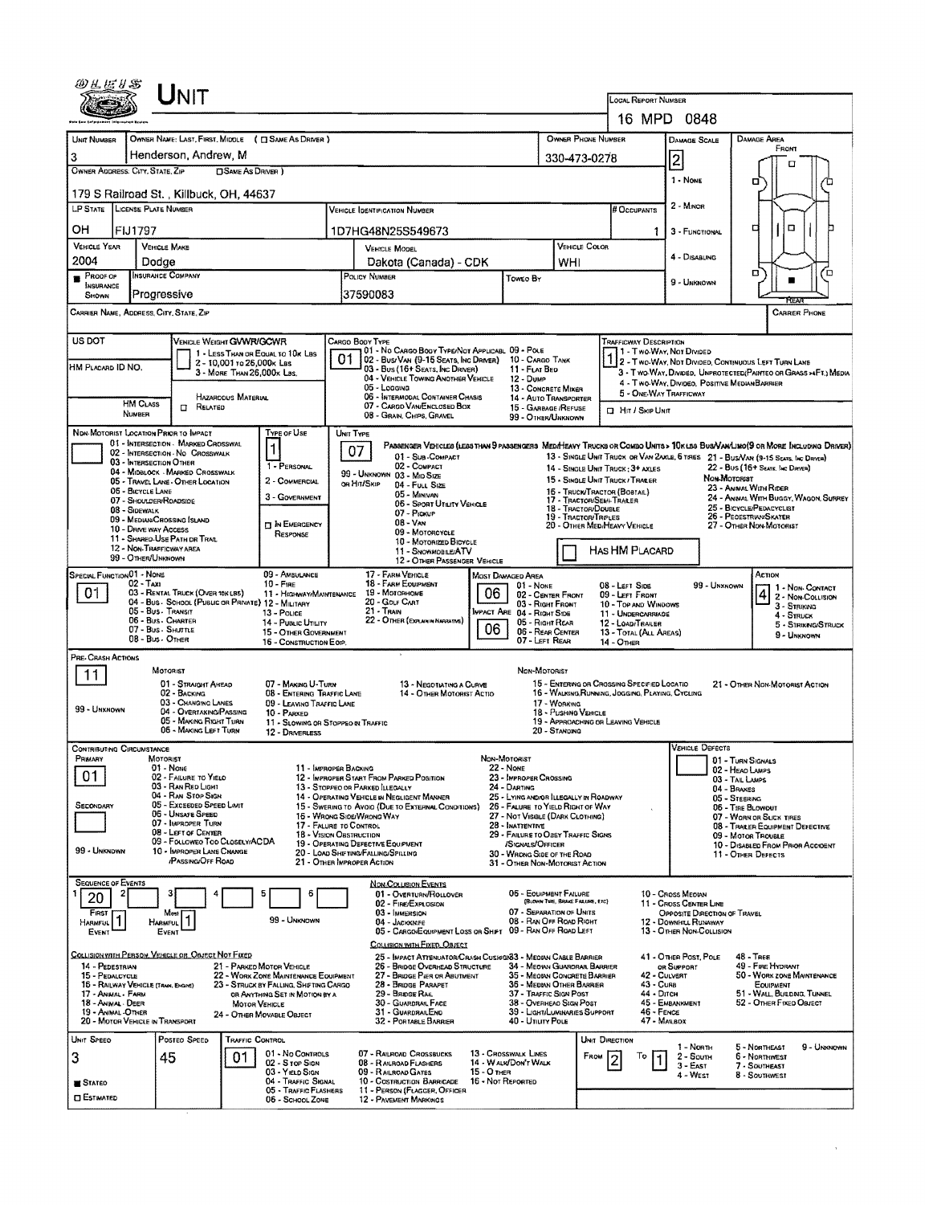# UNIT

**LOCAL REPORT NUMBER:** 16 MPD 0848

| UNIT NUMBER | OWNER NAME: LAST, FIRST, MIDDLE ( ☐ SAME AS DRIVER ) | OWNER PHONE NUMBER | DAMAGE SCALE | DAMAGE AREA |
|---|---|---|---|---|
| 3 | Henderson, Andrew, M | 330-473-0278 | 2 | FRONT / REAR |

**OWNER ADDRESS: CITY, STATE, ZIP** ( ☐ SAME AS DRIVER ): 179 S Railroad St., Killbuck, OH, 44637

DAMAGE SCALE: 1 - NONE; 2 - MINOR; 3 - FUNCTIONAL; 4 - DISABLING; 9 - UNKNOWN

| LP STATE | LICENSE PLATE NUMBER | VEHICLE IDENTIFICATION NUMBER | # OCCUPANTS |
|---|---|---|---|
| OH | FIJ1797 | 1D7HG48N25S549673 | 1 |

| VEHICLE YEAR | VEHICLE MAKE | VEHICLE MODEL | VEHICLE COLOR |
|---|---|---|---|
| 2004 | Dodge | Dakota (Canada) - CDK | WHI |

| ■ PROOF OF INSURANCE SHOWN | INSURANCE COMPANY | POLICY NUMBER | TOWED BY |
|---|---|---|---|
| | Progressive | 37590083 | |

**CARRIER NAME, ADDRESS, CITY, STATE, ZIP:**

**CARRIER PHONE:**

**US DOT:**

**HM PLACARD ID NO.:**

**HM CLASS NUMBER:** ☐ RELATED — HAZARDOUS MATERIAL

**VEHICLE WEIGHT GVWR/GCWR:** 1 - LESS THAN OR EQUAL TO 10K LBS; 2 - 10,001 TO 26,000K LBS; 3 - MORE THAN 26,000K LBS.

**CARGO BODY TYPE:** 01
01 - NO CARGO BODY TYPE/NOT APPLICABLE; 02 - BUS/VAN (9-15 SEATS, INC DRIVER); 03 - BUS (16+ SEATS, INC DRIVER); 04 - VEHICLE TOWING ANOTHER VEHICLE; 05 - LOGGING; 06 - INTERMODAL CONTAINER CHASIS; 07 - CARGO VAN/ENCLOSED BOX; 08 - GRAIN, CHIPS, GRAVEL; 09 - POLE; 10 - CARGO TANK; 11 - FLAT BED; 12 - DUMP; 13 - CONCRETE MIXER; 14 - AUTO TRANSPORTER; 15 - GARBAGE/REFUSE; 99 - OTHER/UNKNOWN

**TRAFFICWAY DESCRIPTION:** 1
1 - TWO-WAY, NOT DIVIDED; 2 - TWO-WAY, NOT DIVIDED, CONTINUOUS LEFT TURN LANE; 3 - TWO-WAY, DIVIDED, UNPROTECTED(PAINTED OR GRASS >4FT.) MEDIA; 4 - TWO-WAY, DIVIDED, POSITIVE MEDIAN BARRIER; 5 - ONE-WAY TRAFFICWAY
☐ HIT / SKIP UNIT

**NON-MOTORIST LOCATION PRIOR TO IMPACT:**
01 - INTERSECTION - MARKED CROSSWAL; 02 - INTERSECTION - NO CROSSWALK; 03 - INTERSECTION OTHER; 04 - MIDBLOCK - MARKED CROSSWALK; 05 - TRAVEL LANE - OTHER LOCATION; 06 - BICYCLE LANE; 07 - SHOULDER/ROADSIDE; 08 - SIDEWALK; 09 - MEDIAN/CROSSING ISLAND; 10 - DRIVE WAY ACCESS; 11 - SHARED-USE PATH OR TRAIL; 12 - NON-TRAFFICWAY AREA; 99 - OTHER/UNKNOWN

**TYPE OF USE:** 1
1 - PERSONAL; 2 - COMMERCIAL; 3 - GOVERNMENT; ☐ IN EMERGENCY RESPONSE

**UNIT TYPE:** 07
PASSENGER VEHICLES (LESS THAN 9 PASSENGERS MED/HEAVY TRUCKS OR COMBO UNITS > 10K LBS BUS/VAN/LIMO(9 OR MORE INCLUDING DRIVER)
01 - SUB-COMPACT; 02 - COMPACT; 99 - UNKNOWN 03 - MID SIZE; OR HIT/SKIP 04 - FULL SIZE; 05 - MINIVAN; 06 - SPORT UTILITY VEHICLE; 07 - PICKUP; 08 - VAN; 09 - MOTORCYCLE; 10 - MOTORIZED BICYCLE; 11 - SNOWMOBILE/ATV; 12 - OTHER PASSENGER VEHICLE
13 - SINGLE UNIT TRUCK OR VAN 2AXLE, 6 TIRES; 14 - SINGLE UNIT TRUCK: 3+ AXLES; 15 - SINGLE UNIT TRUCK / TRAILER; 16 - TRUCK/TRACTOR (BOBTAIL); 17 - TRACTOR/SEMI-TRAILER; 18 - TRACTOR/DOUBLE; 19 - TRACTOR/TRIPLES; 20 - OTHER MED/HEAVY VEHICLE
21 - BUS/VAN (9-15 SEATS, INC DRIVER); 22 - BUS (16+ SEATS, INC DRIVER)
NON-MOTORIST: 23 - ANIMAL WITH RIDER; 24 - ANIMAL WITH BUGGY, WAGON, SURREY; 25 - BICYCLE/PEDACYCLIST; 26 - PEDESTRIAN/SKATER; 27 - OTHER NON-MOTORIST
☐ HAS HM PLACARD

**SPECIAL FUNCTION:** 01
01 - NONE; 02 - TAXI; 03 - RENTAL TRUCK (OVER 10K LBS); 04 - BUS - SCHOOL (PUBLIC OR PRIVATE); 05 - BUS - TRANSIT; 06 - BUS - CHARTER; 07 - BUS - SHUTTLE; 08 - BUS - OTHER; 09 - AMBULANCE; 10 - FIRE; 11 - HIGHWAY/MAINTENANCE; 12 - MILITARY; 13 - POLICE; 14 - PUBLIC UTILITY; 15 - OTHER GOVERNMENT; 16 - CONSTRUCTION EQIP.; 17 - FARM VEHICLE; 18 - FARM EQUIPMENT; 19 - MOTORHOME; 20 - GOLF CART; 21 - TRAIN; 22 - OTHER (EXPLAIN IN NARRATIVE)

**MOST DAMAGED AREA:** 06
**IMPACT ARE:** 06
01 - NONE; 02 - CENTER FRONT; 03 - RIGHT FRONT; 04 - RIGHT SIDE; 05 - RIGHT REAR; 06 - REAR CENTER; 07 - LEFT REAR; 08 - LEFT SIDE; 09 - LEFT FRONT; 10 - TOP AND WINDOWS; 11 - UNDERCARRIAGE; 12 - LOAD/TRAILER; 13 - TOTAL (ALL AREAS); 14 - OTHER; 99 - UNKNOWN

**ACTION:** 4
1 - NON-CONTACT; 2 - NON-COLLISION; 3 - STRIKING; 4 - STRUCK; 5 - STRIKING/STRUCK; 9 - UNKNOWN

**PRE-CRASH ACTIONS:** 11
MOTORIST: 01 - STRAIGHT AHEAD; 02 - BACKING; 03 - CHANGING LANES; 04 - OVERTAKING/PASSING; 05 - MAKING RIGHT TURN; 06 - MAKING LEFT TURN; 07 - MAKING U-TURN; 08 - ENTERING TRAFFIC LANE; 09 - LEAVING TRAFFIC LANE; 10 - PARKED; 11 - SLOWING OR STOPPED IN TRAFFIC; 12 - DRIVERLESS; 13 - NEGOTIATING A CURVE; 14 - OTHER MOTORIST ACTIO; 99 - UNKNOWN
NON-MOTORIST: 15 - ENTERING OR CROSSING SPECIFIED LOCATIO; 16 - WALKING, RUNNING, JOGGING, PLAYING, CYCLING; 17 - WORKING; 18 - PUSHING VEHICLE; 19 - APPROACHING OR LEAVING VEHICLE; 20 - STANDING; 21 - OTHER NON-MOTORIST ACTION

**CONTRIBUTING CIRCUMSTANCE**
PRIMARY: 01
SECONDARY:
MOTORIST: 01 - NONE; 02 - FAILURE TO YIELD; 03 - RAN RED LIGHT; 04 - RAN STOP SIGN; 05 - EXCEEDED SPEED LIMIT; 06 - UNSAFE SPEED; 07 - IMPROPER TURN; 08 - LEFT OF CENTER; 09 - FOLLOWED TOO CLOSELY/ACDA; 10 - IMPROPER LANE CHANGE /PASSING/OFF ROAD; 11 - IMPROPER BACKING; 12 - IMPROPER START FROM PARKED POSITION; 13 - STOPPED OR PARKED ILLEGALLY; 14 - OPERATING VEHICLE IN NEGLIGENT MANNER; 15 - SWERING TO AVOID (DUE TO EXTERNAL CONDITIONS); 16 - WRONG SIDE/WRONG WAY; 17 - FAILURE TO CONTROL; 18 - VISION OBSTRUCTION; 19 - OPERATING DEFECTIVE EQUIPMENT; 20 - LOAD SHIFTING/FALLING/SPILLING; 21 - OTHER IMPROPER ACTION; 99 - UNKNOWN
NON-MOTORIST: 22 - NONE; 23 - IMPROPER CROSSING; 24 - DARTING; 25 - LYING AND/OR ILLEGALLY IN ROADWAY; 26 - FAILURE TO YIELD RIGHT OF WAY; 27 - NOT VISIBLE (DARK CLOTHING); 28 - INATTENTIVE; 29 - FAILURE TO OBEY TRAFFIC SIGNS /SIGNALS/OFFICER; 30 - WRONG SIDE OF THE ROAD; 31 - OTHER NON-MOTORIST ACTION

**VEHICLE DEFECTS:**
01 - TURN SIGNALS; 02 - HEAD LAMPS; 03 - TAIL LAMPS; 04 - BRAKES; 05 - STEERING; 06 - TIRE BLOWOUT; 07 - WORN OR SLICK TIRES; 08 - TRAILER EQUIPMENT DEFECTIVE; 09 - MOTOR TROUBLE; 10 - DISABLED FROM PRIOR ACCIDENT; 11 - OTHER DEFECTS

**SEQUENCE OF EVENTS:** 1: 20; 2: ; 3: ; 4: ; 5: ; 6:
FIRST HARMFUL EVENT: 1; MOST HARMFUL EVENT: 1; 99 - UNKNOWN

NON-COLLISION EVENTS: 01 - OVERTURN/ROLLOVER; 02 - FIRE/EXPLOSION; 03 - IMMERSION; 04 - JACKKNIFE; 05 - CARGO/EQUIPMENT LOSS OR SHIFT; 06 - EQUIPMENT FAILURE (BLOWN TIRE, BRAKE FAILURE, ETC); 07 - SEPARATION OF UNITS; 08 - RAN OFF ROAD RIGHT; 09 - RAN OFF ROAD LEFT; 10 - CROSS MEDIAN; 11 - CROSS CENTER LINE OPPOSITE DIRECTION OF TRAVEL; 12 - DOWNHILL RUNAWAY; 13 - OTHER NON-COLLISION

COLLISION WITH PERSON, VEHICLE OR OBJECT NOT FIXED: 14 - PEDESTRIAN; 15 - PEDALCYCLE; 16 - RAILWAY VEHICLE (TRAIN, ENGINE); 17 - ANIMAL - FARM; 18 - ANIMAL - DEER; 19 - ANIMAL - OTHER; 20 - MOTOR VEHICLE IN TRANSPORT; 21 - PARKED MOTOR VEHICLE; 22 - WORK ZONE MAINTENANCE EQUIPMENT; 23 - STRUCK BY FALLING, SHIFTING CARGO OR ANYTHING SET IN MOTION BY A MOTOR VEHICLE; 24 - OTHER MOVABLE OBJECT

COLLISION WITH FIXED, OBJECT: 25 - IMPACT ATTENUATOR/CRASH CUSHION; 26 - BRIDGE OVERHEAD STRUCTURE; 27 - BRIDGE PIER OR ABUTMENT; 28 - BRIDGE PARAPET; 29 - BRIDGE RAIL; 30 - GUARDRAIL FACE; 31 - GUARDRAILEND; 32 - PORTABLE BARRIER; 33 - MEDIAN CABLE BARRIER; 34 - MEDIAN GUARDRAIL BARRIER; 35 - MEDIAN CONCRETE BARRIER; 36 - MEDIAN OTHER BARRIER; 37 - TRAFFIC SIGN POST; 38 - OVERHEAD SIGN POST; 39 - LIGHT/LUMINARIES SUPPORT; 40 - UTILITY POLE; 41 - OTHER POST, POLE OR SUPPORT; 42 - CULVERT; 43 - CURB; 44 - DITCH; 45 - EMBANKMENT; 46 - FENCE; 47 - MAILBOX; 48 - TREE; 49 - FIRE HYDRANT; 50 - WORK ZONE MAINTENANCE EQUIPMENT; 51 - WALL, BUILDING, TUNNEL; 52 - OTHER FIXED OBJECT

| UNIT SPEED | POSTED SPEED | TRAFFIC CONTROL | UNIT DIRECTION |
|---|---|---|---|
| 3 | 45 | 01 | FROM 2 TO 1 |

■ STATED
☐ ESTIMATED

TRAFFIC CONTROL: 01 - NO CONTROLS; 02 - STOP SIGN; 03 - YIELD SIGN; 04 - TRAFFIC SIGNAL; 05 - TRAFFIC FLASHERS; 06 - SCHOOL ZONE; 07 - RAILROAD CROSSBUCKS; 08 - RAILROAD FLASHERS; 09 - RAILROAD GATES; 10 - COSTRUCTION BARRICADE; 11 - PERSON (FLAGGER, OFFICER); 12 - PAVEMENT MARKINGS; 13 - CROSSWALK LINES; 14 - WALK/DON'T WALK; 15 - OTHER; 16 - NOT REPORTED

UNIT DIRECTION: 1 - NORTH; 2 - SOUTH; 3 - EAST; 4 - WEST; 5 - NORTHEAST; 6 - NORTHWEST; 7 - SOUTHEAST; 8 - SOUTHWEST; 9 - UNKNOWN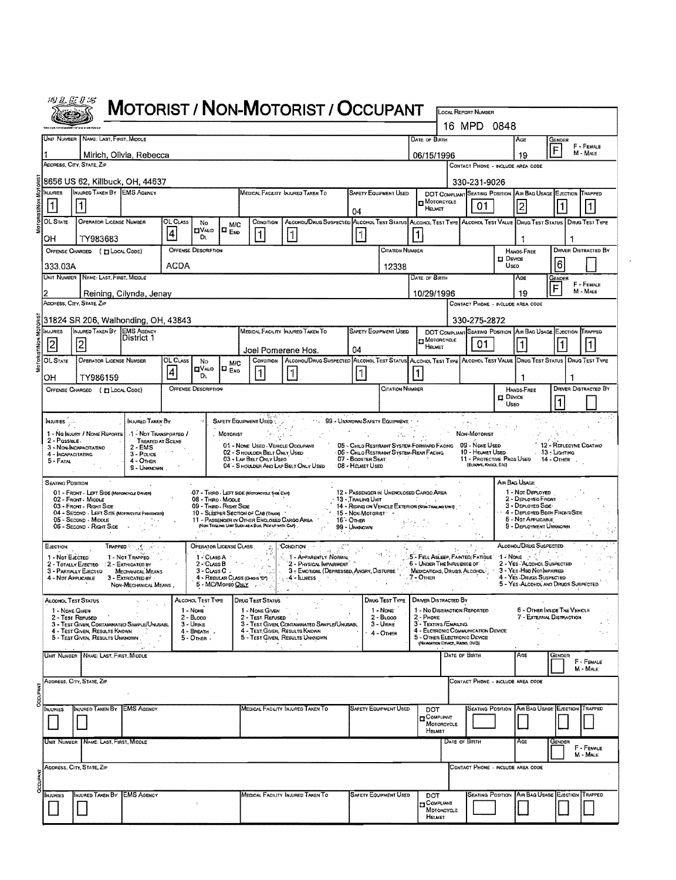# MOTORIST / NON-MOTORIST / OCCUPANT

**LOCAL REPORT NUMBER:** 16 MPD 0848

## MOTORIST/NON-MOTORIST

| UNIT NUMBER | NAME: LAST, FIRST, MIDDLE | DATE OF BIRTH | AGE | GENDER |
|---|---|---|---|---|
| 1 | Mirich, Olivia, Rebecca | 06/15/1996 | 19 | F |

| ADDRESS, CITY, STATE, ZIP | CONTACT PHONE - INCLUDE AREA CODE |
|---|---|
| 8656 US 62, Killbuck, OH, 44637 | 330-231-9026 |

| INJURIES | INJURED TAKEN BY | EMS AGENCY | MEDICAL FACILITY INJURED TAKEN TO | SAFETY EQUIPMENT USED | DOT COMPLIANT MOTORCYCLE HELMET | SEATING POSITION | AIR BAG USAGE | EJECTION | TRAPPED |
|---|---|---|---|---|---|---|---|---|---|
| 1 | 1 | | | 04 | | 01 | 2 | 1 | 1 |

| OL STATE | OPERATOR LICENSE NUMBER | OL CLASS | NO VALID DL | M/C END | CONDITION | ALCOHOL/DRUG SUSPECTED | ALCOHOL TEST STATUS | ALCOHOL TEST TYPE | ALCOHOL TEST VALUE | DRUG TEST STATUS | DRUG TEST TYPE |
|---|---|---|---|---|---|---|---|---|---|---|---|
| OH | TY983683 | 4 | | | 1 | 1 | 1 | 1 | | 1 | 1 |

| OFFENSE CHARGED (LOCAL CODE) | OFFENSE DESCRIPTION | CITATION NUMBER | HANDS-FREE DEVICE USED | DRIVER DISTRACTED BY |
|---|---|---|---|---|
| 333.03A | ACDA | 12338 | | 6 |

| UNIT NUMBER | NAME: LAST, FIRST, MIDDLE | DATE OF BIRTH | AGE | GENDER |
|---|---|---|---|---|
| 2 | Reining, Cilynda, Jenay | 10/29/1996 | 19 | F |

| ADDRESS, CITY, STATE, ZIP | CONTACT PHONE - INCLUDE AREA CODE |
|---|---|
| 31824 SR 206, Walhonding, OH, 43843 | 330-275-2872 |

| INJURIES | INJURED TAKEN BY | EMS AGENCY | MEDICAL FACILITY INJURED TAKEN TO | SAFETY EQUIPMENT USED | DOT COMPLIANT MOTORCYCLE HELMET | SEATING POSITION | AIR BAG USAGE | EJECTION | TRAPPED |
|---|---|---|---|---|---|---|---|---|---|
| 2 | 2 | District 1 | Joel Pomerene Hos. | 04 | | 01 | 1 | 1 | 1 |

| OL STATE | OPERATOR LICENSE NUMBER | OL CLASS | NO VALID DL | M/C END | CONDITION | ALCOHOL/DRUG SUSPECTED | ALCOHOL TEST STATUS | ALCOHOL TEST TYPE | ALCOHOL TEST VALUE | DRUG TEST STATUS | DRUG TEST TYPE |
|---|---|---|---|---|---|---|---|---|---|---|---|
| OH | TY986159 | 4 | | | 1 | 1 | 1 | 1 | | 1 | 1 |

| OFFENSE CHARGED (LOCAL CODE) | OFFENSE DESCRIPTION | CITATION NUMBER | HANDS-FREE DEVICE USED | DRIVER DISTRACTED BY |
|---|---|---|---|---|
| | | | | 1 |

## CODES

**INJURIES:** 1 - No Injury / None Reported; 2 - Possible; 3 - Non-Incapacitating; 4 - Incapacitating; 5 - Fatal

**INJURED TAKEN BY:** 1 - Not Transported / Treated at Scene; 2 - EMS; 3 - Police; 4 - Other; 9 - Unknown

**SAFETY EQUIPMENT USED:** 99 - Unknown Safety Equipment

*Motorist:* 01 - None Used - Vehicle Occupant; 02 - Shoulder Belt Only Used; 03 - Lap Belt Only Used; 04 - Shoulder and Lap Belt Only Used; 05 - Child Restraint System-Forward Facing; 06 - Child Restraint System-Rear Facing; 07 - Booster Seat; 08 - Helmet Used

*Non-Motorist:* 09 - None Used; 10 - Helmet Used; 11 - Protective Pads Used (Elbows, Knees, Etc); 12 - Reflective Coating; 13 - Lighting; 14 - Other

**SEATING POSITION:** 01 - Front - Left Side (Motorcycle Driver); 02 - Front - Middle; 03 - Front - Right Side; 04 - Second - Left Side (Motorcycle Passenger); 05 - Second - Middle; 06 - Second - Right Side; 07 - Third - Left Side (Motorcycle Side Car); 08 - Third - Middle; 09 - Third - Right Side; 10 - Sleeper Section of Cab (Truck); 11 - Passenger in Other Enclosed Cargo Area (Non-Trailing Unit Such as a Bus, Pick-up with Cap); 12 - Passenger in Unenclosed Cargo Area; 13 - Trailing Unit; 14 - Riding on Vehicle Exterior (Non-Trailing Unit); 15 - Non-Motorist; 16 - Other; 99 - Unknown

**AIR BAG USAGE:** 1 - Not Deployed; 2 - Deployed Front; 3 - Deployed Side; 4 - Deployed Both Front/Side; 5 - Not Applicable; 9 - Deployment Unknown

**EJECTION:** 1 - Not Ejected; 2 - Totally Ejected; 3 - Partially Ejected; 4 - Not Applicable

**TRAPPED:** 1 - Not Trapped; 2 - Extricated by Mechanical Means; 3 - Extricated by Non-Mechanical Means

**OPERATOR LICENSE CLASS:** 1 - Class A; 2 - Class B; 3 - Class C; 4 - Regular Class (Ohio's "D"); 5 - MC/Moped Only

**CONDITION:** 1 - Apparently Normal; 2 - Physical Impairment; 3 - Emotionl (Depressed, Angry, Disturbe; 4 - Illness; 5 - Fell Asleep, Fainted, Fatigue; 6 - Under The Influence of Medications, Drugs, Alcohol; 7 - Other

**ALCOHOL/DRUG SUSPECTED:** 1 - None; 2 - Yes - Alcohol Suspected; 3 - Yes - Hbd Not Impaired; 4 - Yes - Drugs Suspected; 5 - Yes - Alcohol and Drugs Suspected

**ALCOHOL TEST STATUS:** 1 - None Given; 2 - Test Refused; 3 - Test Given, Contaminated Sample/Unusabl; 4 - Test Given, Results Known; 5 - Test Given, Results Unknown

**ALCOHOL TEST TYPE:** 1 - None; 2 - Blood; 3 - Urine; 4 - Breath; 5 - Other

**DRUG TEST STATUS:** 1 - None Given; 2 - Test Refused; 3 - Test Given, Contaminated Sample/Unusabl; 4 - Test Given, Results Known; 5 - Test Given, Results Unknown

**DRUG TEST TYPE:** 1 - None; 2 - Blood; 3 - Urine; 4 - Other

**DRIVER DISTRACTED BY:** 1 - No Distraction Reported; 2 - Phone; 3 - Texting / Emailing; 4 - Electronic Communication Device; 5 - Other Electronic Device (Navigation Device, Radio, DVD); 6 - Other Inside The Vehicle; 7 - External Distraction

## OCCUPANT

| UNIT NUMBER | NAME: LAST, FIRST, MIDDLE | DATE OF BIRTH | AGE | GENDER |
|---|---|---|---|---|
| | | | | |

| ADDRESS, CITY, STATE, ZIP | CONTACT PHONE - INCLUDE AREA CODE |
|---|---|
| | |

| INJURIES | INJURED TAKEN BY | EMS AGENCY | MEDICAL FACILITY INJURED TAKEN TO | SAFETY EQUIPMENT USED | DOT COMPLIANT MOTORCYCLE HELMET | SEATING POSITION | AIR BAG USAGE | EJECTION | TRAPPED |
|---|---|---|---|---|---|---|---|---|---|
| | | | | | | | | | |

## OCCUPANT

| UNIT NUMBER | NAME: LAST, FIRST, MIDDLE | DATE OF BIRTH | AGE | GENDER |
|---|---|---|---|---|
| | | | | |

| ADDRESS, CITY, STATE, ZIP | CONTACT PHONE - INCLUDE AREA CODE |
|---|---|
| | |

| INJURIES | INJURED TAKEN BY | EMS AGENCY | MEDICAL FACILITY INJURED TAKEN TO | SAFETY EQUIPMENT USED | DOT COMPLIANT MOTORCYCLE HELMET | SEATING POSITION | AIR BAG USAGE | EJECTION | TRAPPED |
|---|---|---|---|---|---|---|---|---|---|
| | | | | | | | | | |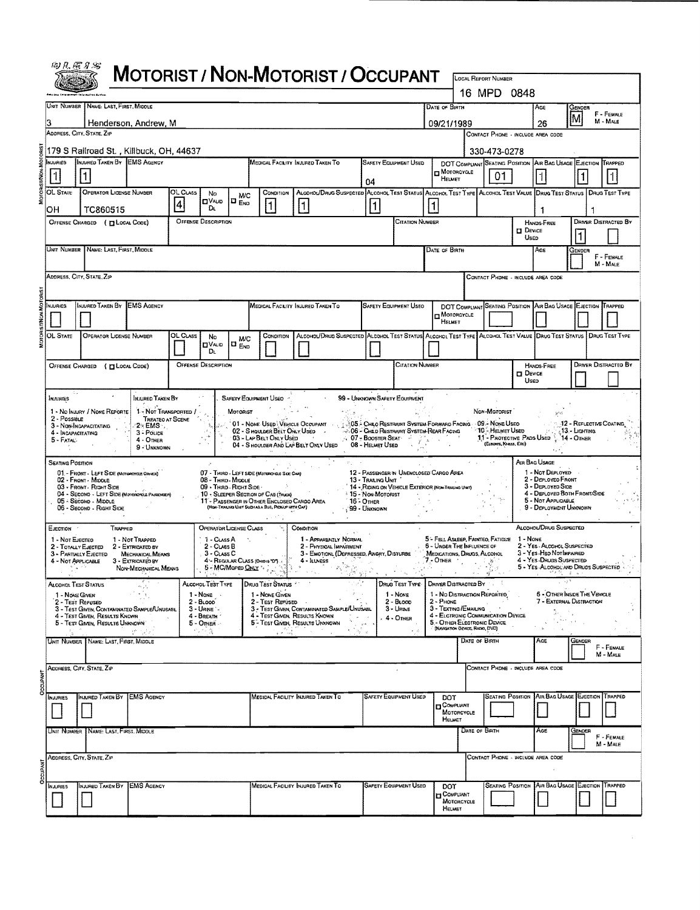# MOTORIST / NON-MOTORIST / OCCUPANT

LOCAL REPORT NUMBER
16 MPD 0848

## MOTORIST/NON-MOTORIST

| UNIT NUMBER | NAME: LAST, FIRST, MIDDLE | DATE OF BIRTH | AGE | GENDER |
|---|---|---|---|---|
| 3 | Henderson, Andrew, M | 09/21/1989 | 26 | M |

| ADDRESS, CITY, STATE, ZIP | CONTACT PHONE - INCLUDE AREA CODE |
|---|---|
| 179 S Railroad St. , Killbuck, OH, 44637 | 330-473-0278 |

| INJURIES | INJURED TAKEN BY | EMS AGENCY | MEDICAL FACILITY INJURED TAKEN TO | SAFETY EQUIPMENT USED | DOT COMPLIANT MOTORCYCLE HELMET | SEATING POSITION | AIR BAG USAGE | EJECTION | TRAPPED |
|---|---|---|---|---|---|---|---|---|---|
| 1 | 1 | | | 04 | | 01 | 1 | 1 | 1 |

| OL STATE | OPERATOR LICENSE NUMBER | OL CLASS | NO VALID DL | M/C END | CONDITION | ALCOHOL/DRUG SUSPECTED | ALCOHOL TEST STATUS | ALCOHOL TEST TYPE | ALCOHOL TEST VALUE | DRUG TEST STATUS | DRUG TEST TYPE |
|---|---|---|---|---|---|---|---|---|---|---|---|
| OH | TC860515 | 4 | | | 1 | 1 | 1 | 1 | | 1 | 1 |

| OFFENSE CHARGED ( LOCAL CODE) | OFFENSE DESCRIPTION | CITATION NUMBER | HANDS-FREE DEVICE USED | DRIVER DISTRACTED BY |
|---|---|---|---|---|
| | | | | 1 |

## MOTORIST/NON-MOTORIST

| UNIT NUMBER | NAME: LAST, FIRST, MIDDLE | DATE OF BIRTH | AGE | GENDER (F - FEMALE, M - MALE) |
|---|---|---|---|---|
| | | | | |

| ADDRESS, CITY, STATE, ZIP | CONTACT PHONE - INCLUDE AREA CODE |
|---|---|
| | |

| INJURIES | INJURED TAKEN BY | EMS AGENCY | MEDICAL FACILITY INJURED TAKEN TO | SAFETY EQUIPMENT USED | DOT COMPLIANT MOTORCYCLE HELMET | SEATING POSITION | AIR BAG USAGE | EJECTION | TRAPPED |
|---|---|---|---|---|---|---|---|---|---|
| | | | | | | | | | |

| OL STATE | OPERATOR LICENSE NUMBER | OL CLASS | NO VALID DL | M/C END | CONDITION | ALCOHOL/DRUG SUSPECTED | ALCOHOL TEST STATUS | ALCOHOL TEST TYPE | ALCOHOL TEST VALUE | DRUG TEST STATUS | DRUG TEST TYPE |
|---|---|---|---|---|---|---|---|---|---|---|---|
| | | | | | | | | | | | |

| OFFENSE CHARGED ( LOCAL CODE) | OFFENSE DESCRIPTION | CITATION NUMBER | HANDS-FREE DEVICE USED | DRIVER DISTRACTED BY |
|---|---|---|---|---|
| | | | | |

**INJURIES:** 1 - No Injury / None Reported; 2 - Possible; 3 - Non-Incapacitating; 4 - Incapacitating; 5 - Fatal

**INJURED TAKEN BY:** 1 - Not Transported / Treated at Scene; 2 - EMS; 3 - Police; 4 - Other; 9 - Unknown

**SAFETY EQUIPMENT USED:** 99 - Unknown Safety Equipment
- Motorist: 01 - None Used Vehicle Occupant; 02 - Shoulder Belt Only Used; 03 - Lap Belt Only Used; 04 - Shoulder and Lap Belt Only Used; 05 - Child Restraint System-Forward Facing; 06 - Child Restraint System-Rear Facing; 07 - Booster Seat; 08 - Helmet Used
- Non-Motorist: 09 - None Used; 10 - Helmet Used; 11 - Protective Pads Used (Elbows, Knees, Etc); 12 - Reflective Coating; 13 - Lighting; 14 - Other

**SEATING POSITION:** 01 - Front - Left Side (Motorcycle Driver); 02 - Front - Middle; 03 - Front - Right Side; 04 - Second - Left Side (Motorcycle Passenger); 05 - Second - Middle; 06 - Second - Right Side; 07 - Third - Left Side (Motorcycle Side Car); 08 - Third - Middle; 09 - Third - Right Side; 10 - Sleeper Section of Cab (Truck); 11 - Passenger in Other Enclosed Cargo Area (Non-Trailing Unit Such as a Bus, Pickup with Cap); 12 - Passenger in Unenclosed Cargo Area; 13 - Trailing Unit; 14 - Riding on Vehicle Exterior (Non-Trailing Unit); 15 - Non-Motorist; 16 - Other; 99 - Unknown

**AIR BAG USAGE:** 1 - Not Deployed; 2 - Deployed Front; 3 - Deployed Side; 4 - Deployed Both Front/Side; 5 - Not Applicable; 9 - Deployment Unknown

**EJECTION:** 1 - Not Ejected; 2 - Totally Ejected; 3 - Partially Ejected; 4 - Not Applicable

**TRAPPED:** 1 - Not Trapped; 2 - Extricated by Mechanical Means; 3 - Extricated by Non-Mechanical Means

**OPERATOR LICENSE CLASS:** 1 - Class A; 2 - Class B; 3 - Class C; 4 - Regular Class (Ohio is "D"); 5 - M/C Moped Only

**CONDITION:** 1 - Apparently Normal; 2 - Physical Impairment; 3 - Emotional (Depressed, Angry, Disturbed); 4 - Illness; 5 - Fell Asleep, Fainted, Fatigue; 6 - Under the Influence of Medications, Drugs, Alcohol; 7 - Other

**ALCOHOL/DRUG SUSPECTED:** 1 - None; 2 - Yes - Alcohol Suspected; 3 - Yes - HBD Not Impaired; 4 - Yes - Drugs Suspected; 5 - Yes - Alcohol and Drugs Suspected

**ALCOHOL TEST STATUS:** 1 - None Given; 2 - Test Refused; 3 - Test Given, Contaminated Sample/Unusable; 4 - Test Given, Results Known; 5 - Test Given, Results Unknown

**ALCOHOL TEST TYPE:** 1 - None; 2 - Blood; 3 - Urine; 4 - Breath; 5 - Other

**DRUG TEST STATUS:** 1 - None Given; 2 - Test Refused; 3 - Test Given, Contaminated Sample/Unusable; 4 - Test Given, Results Known; 5 - Test Given, Results Unknown

**DRUG TEST TYPE:** 1 - None; 2 - Blood; 3 - Urine; 4 - Other

**DRIVER DISTRACTED BY:** 1 - No Distraction Reported; 2 - Phone; 3 - Texting/Emailing; 4 - Electronic Communication Device; 5 - Other Electronic Device (Navigation Device, Radio, DVD); 6 - Other Inside the Vehicle; 7 - External Distraction

## OCCUPANT

| UNIT NUMBER | NAME: LAST, FIRST, MIDDLE | DATE OF BIRTH | AGE | GENDER (F - FEMALE, M - MALE) |
|---|---|---|---|---|
| | | | | |

| ADDRESS, CITY, STATE, ZIP | CONTACT PHONE - INCLUDE AREA CODE |
|---|---|
| | |

| INJURIES | INJURED TAKEN BY | EMS AGENCY | MEDICAL FACILITY INJURED TAKEN TO | SAFETY EQUIPMENT USED | DOT COMPLIANT MOTORCYCLE HELMET | SEATING POSITION | AIR BAG USAGE | EJECTION | TRAPPED |
|---|---|---|---|---|---|---|---|---|---|
| | | | | | | | | | |

## OCCUPANT

| UNIT NUMBER | NAME: LAST, FIRST, MIDDLE | DATE OF BIRTH | AGE | GENDER (F - FEMALE, M - MALE) |
|---|---|---|---|---|
| | | | | |

| ADDRESS, CITY, STATE, ZIP | CONTACT PHONE - INCLUDE AREA CODE |
|---|---|
| | |

| INJURIES | INJURED TAKEN BY | EMS AGENCY | MEDICAL FACILITY INJURED TAKEN TO | SAFETY EQUIPMENT USED | DOT COMPLIANT MOTORCYCLE HELMET | SEATING POSITION | AIR BAG USAGE | EJECTION | TRAPPED |
|---|---|---|---|---|---|---|---|---|---|
| | | | | | | | | | |